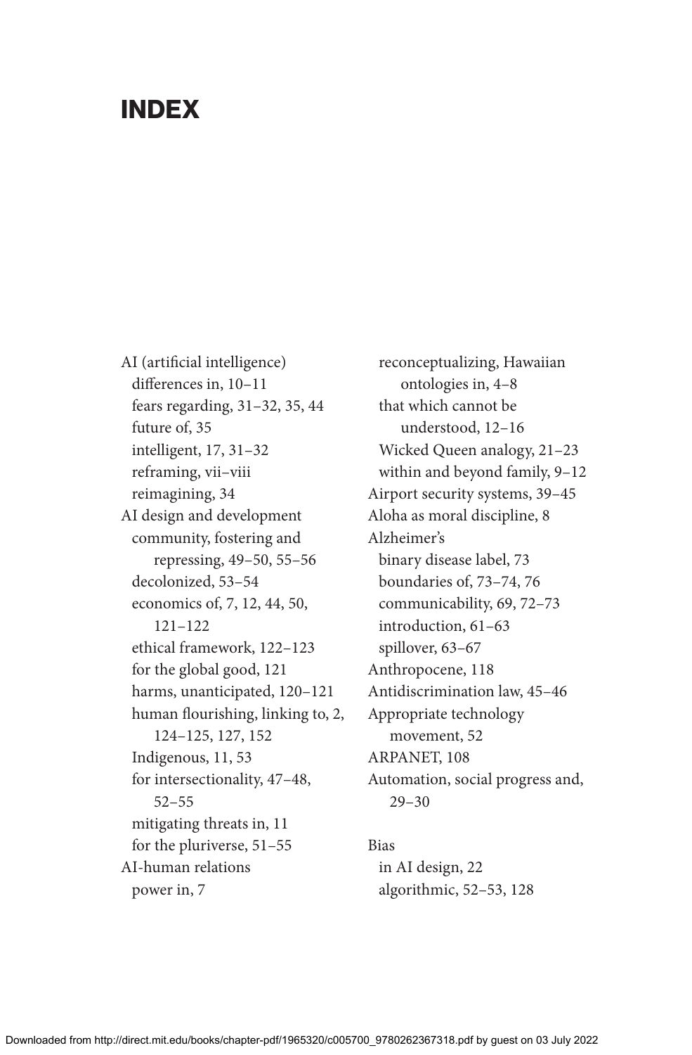# INDEX

AI (artificial intelligence)
  differences in, 10–11
  fears regarding, 31–32, 35, 44
  future of, 35
  intelligent, 17, 31–32
  reframing, vii–viii
  reimagining, 34
AI design and development
  community, fostering and repressing, 49–50, 55–56
  decolonized, 53–54
  economics of, 7, 12, 44, 50, 121–122
  ethical framework, 122–123
  for the global good, 121
  harms, unanticipated, 120–121
  human flourishing, linking to, 2, 124–125, 127, 152
  Indigenous, 11, 53
  for intersectionality, 47–48, 52–55
  mitigating threats in, 11
  for the pluriverse, 51–55
AI-human relations
  power in, 7
  reconceptualizing, Hawaiian ontologies in, 4–8
  that which cannot be understood, 12–16
  Wicked Queen analogy, 21–23
  within and beyond family, 9–12
Airport security systems, 39–45
Aloha as moral discipline, 8
Alzheimer's
  binary disease label, 73
  boundaries of, 73–74, 76
  communicability, 69, 72–73
  introduction, 61–63
  spillover, 63–67
Anthropocene, 118
Antidiscrimination law, 45–46
Appropriate technology movement, 52
ARPANET, 108
Automation, social progress and, 29–30

Bias
  in AI design, 22
  algorithmic, 52–53, 128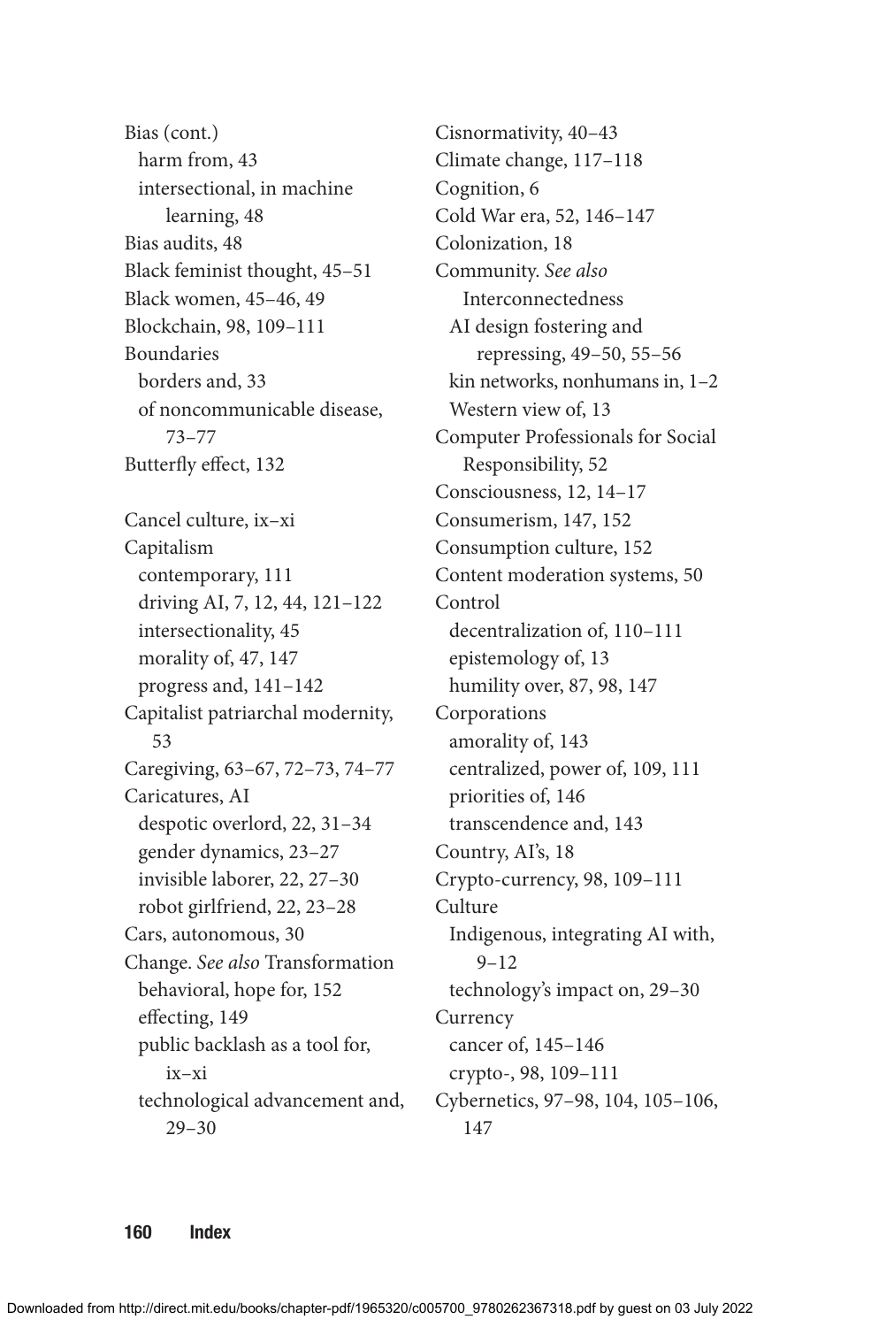Bias (cont.)
  harm from, 43
  intersectional, in machine learning, 48
Bias audits, 48
Black feminist thought, 45–51
Black women, 45–46, 49
Blockchain, 98, 109–111
Boundaries
  borders and, 33
  of noncommunicable disease, 73–77
Butterfly effect, 132

Cancel culture, ix–xi
Capitalism
  contemporary, 111
  driving AI, 7, 12, 44, 121–122
  intersectionality, 45
  morality of, 47, 147
  progress and, 141–142
Capitalist patriarchal modernity, 53
Caregiving, 63–67, 72–73, 74–77
Caricatures, AI
  despotic overlord, 22, 31–34
  gender dynamics, 23–27
  invisible laborer, 22, 27–30
  robot girlfriend, 22, 23–28
Cars, autonomous, 30
Change. *See also* Transformation
  behavioral, hope for, 152
  effecting, 149
  public backlash as a tool for, ix–xi
  technological advancement and, 29–30
Cisnormativity, 40–43
Climate change, 117–118
Cognition, 6
Cold War era, 52, 146–147
Colonization, 18
Community. *See also* Interconnectedness
  AI design fostering and repressing, 49–50, 55–56
  kin networks, nonhumans in, 1–2
  Western view of, 13
Computer Professionals for Social Responsibility, 52
Consciousness, 12, 14–17
Consumerism, 147, 152
Consumption culture, 152
Content moderation systems, 50
Control
  decentralization of, 110–111
  epistemology of, 13
  humility over, 87, 98, 147
Corporations
  amorality of, 143
  centralized, power of, 109, 111
  priorities of, 146
  transcendence and, 143
Country, AI's, 18
Crypto-currency, 98, 109–111
Culture
  Indigenous, integrating AI with, 9–12
  technology's impact on, 29–30
Currency
  cancer of, 145–146
  crypto-, 98, 109–111
Cybernetics, 97–98, 104, 105–106, 147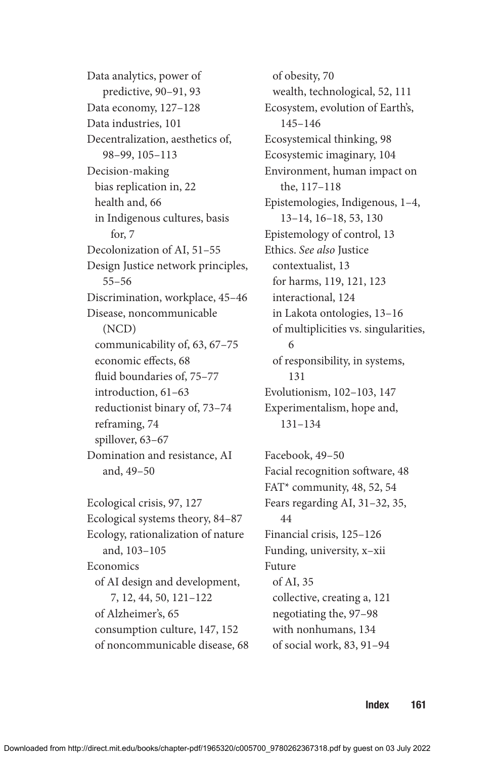Data analytics, power of predictive, 90–91, 93
Data economy, 127–128
Data industries, 101
Decentralization, aesthetics of, 98–99, 105–113
Decision-making
- bias replication in, 22
- health and, 66
- in Indigenous cultures, basis for, 7

Decolonization of AI, 51–55
Design Justice network principles, 55–56
Discrimination, workplace, 45–46
Disease, noncommunicable (NCD)
- communicability of, 63, 67–75
- economic effects, 68
- fluid boundaries of, 75–77
- introduction, 61–63
- reductionist binary of, 73–74
- reframing, 74
- spillover, 63–67

Domination and resistance, AI and, 49–50

Ecological crisis, 97, 127
Ecological systems theory, 84–87
Ecology, rationalization of nature and, 103–105
Economics
- of AI design and development, 7, 12, 44, 50, 121–122
- of Alzheimer's, 65
- consumption culture, 147, 152
- of noncommunicable disease, 68
- of obesity, 70
- wealth, technological, 52, 111

Ecosystem, evolution of Earth's, 145–146
Ecosystemical thinking, 98
Ecosystemic imaginary, 104
Environment, human impact on the, 117–118
Epistemologies, Indigenous, 1–4, 13–14, 16–18, 53, 130
Epistemology of control, 13
Ethics. *See also* Justice
- contextualist, 13
- for harms, 119, 121, 123
- interactional, 124
- in Lakota ontologies, 13–16
- of multiplicities vs. singularities, 6
- of responsibility, in systems, 131

Evolutionism, 102–103, 147
Experimentalism, hope and, 131–134

Facebook, 49–50
Facial recognition software, 48
FAT* community, 48, 52, 54
Fears regarding AI, 31–32, 35, 44
Financial crisis, 125–126
Funding, university, x–xii
Future
- of AI, 35
- collective, creating a, 121
- negotiating the, 97–98
- with nonhumans, 134
- of social work, 83, 91–94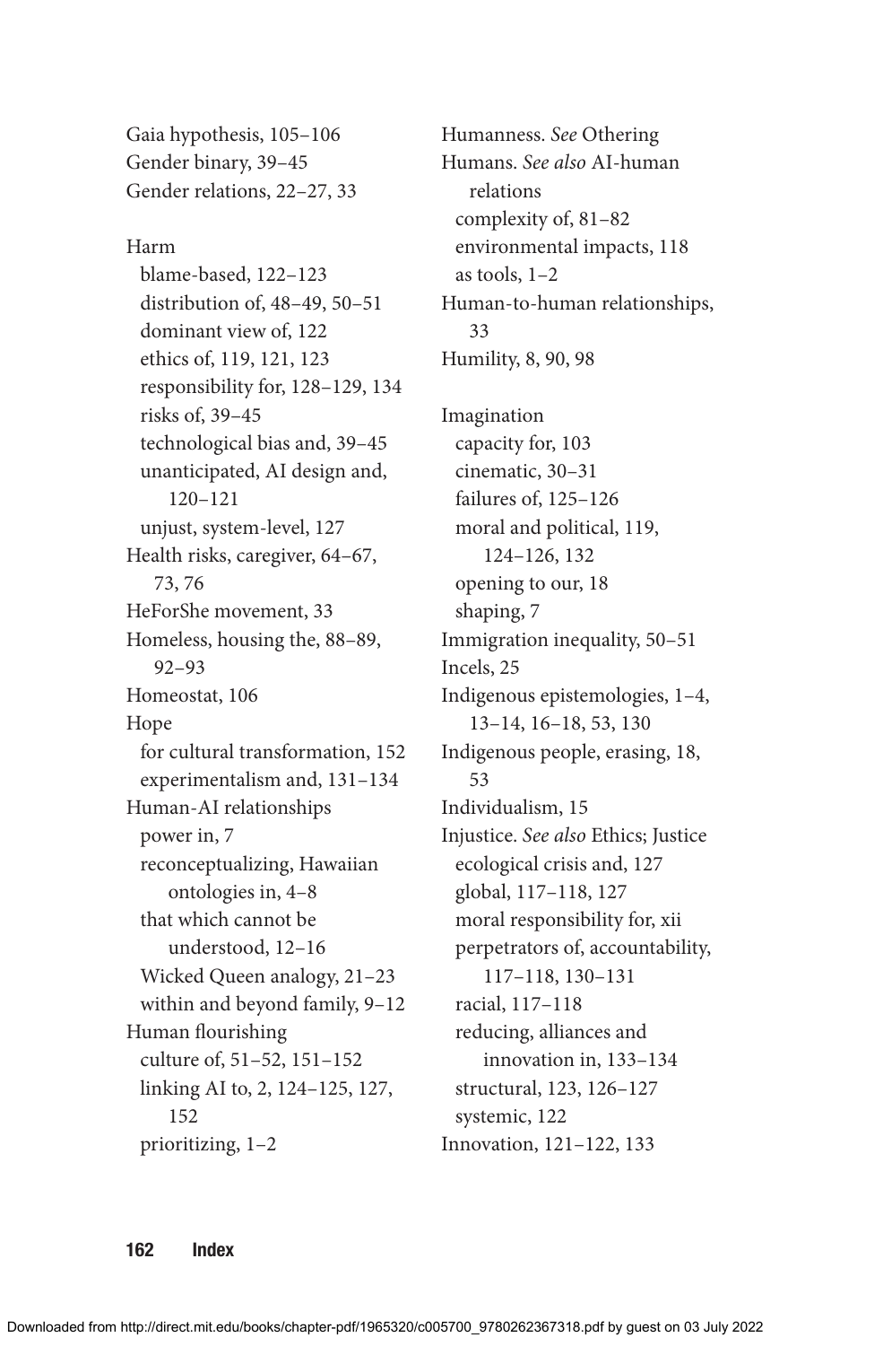Gaia hypothesis, 105–106
Gender binary, 39–45
Gender relations, 22–27, 33

Harm
  blame-based, 122–123
  distribution of, 48–49, 50–51
  dominant view of, 122
  ethics of, 119, 121, 123
  responsibility for, 128–129, 134
  risks of, 39–45
  technological bias and, 39–45
  unanticipated, AI design and, 120–121
  unjust, system-level, 127
Health risks, caregiver, 64–67, 73, 76
HeForShe movement, 33
Homeless, housing the, 88–89, 92–93
Homeostat, 106
Hope
  for cultural transformation, 152
  experimentalism and, 131–134
Human-AI relationships
  power in, 7
  reconceptualizing, Hawaiian ontologies in, 4–8
  that which cannot be understood, 12–16
  Wicked Queen analogy, 21–23
  within and beyond family, 9–12
Human flourishing
  culture of, 51–52, 151–152
  linking AI to, 2, 124–125, 127, 152
  prioritizing, 1–2
Humanness. *See* Othering
Humans. *See also* AI-human relations
  complexity of, 81–82
  environmental impacts, 118
  as tools, 1–2
Human-to-human relationships, 33
Humility, 8, 90, 98

Imagination
  capacity for, 103
  cinematic, 30–31
  failures of, 125–126
  moral and political, 119, 124–126, 132
  opening to our, 18
  shaping, 7
Immigration inequality, 50–51
Incels, 25
Indigenous epistemologies, 1–4, 13–14, 16–18, 53, 130
Indigenous people, erasing, 18, 53
Individualism, 15
Injustice. *See also* Ethics; Justice
  ecological crisis and, 127
  global, 117–118, 127
  moral responsibility for, xii
  perpetrators of, accountability, 117–118, 130–131
  racial, 117–118
  reducing, alliances and innovation in, 133–134
  structural, 123, 126–127
  systemic, 122
Innovation, 121–122, 133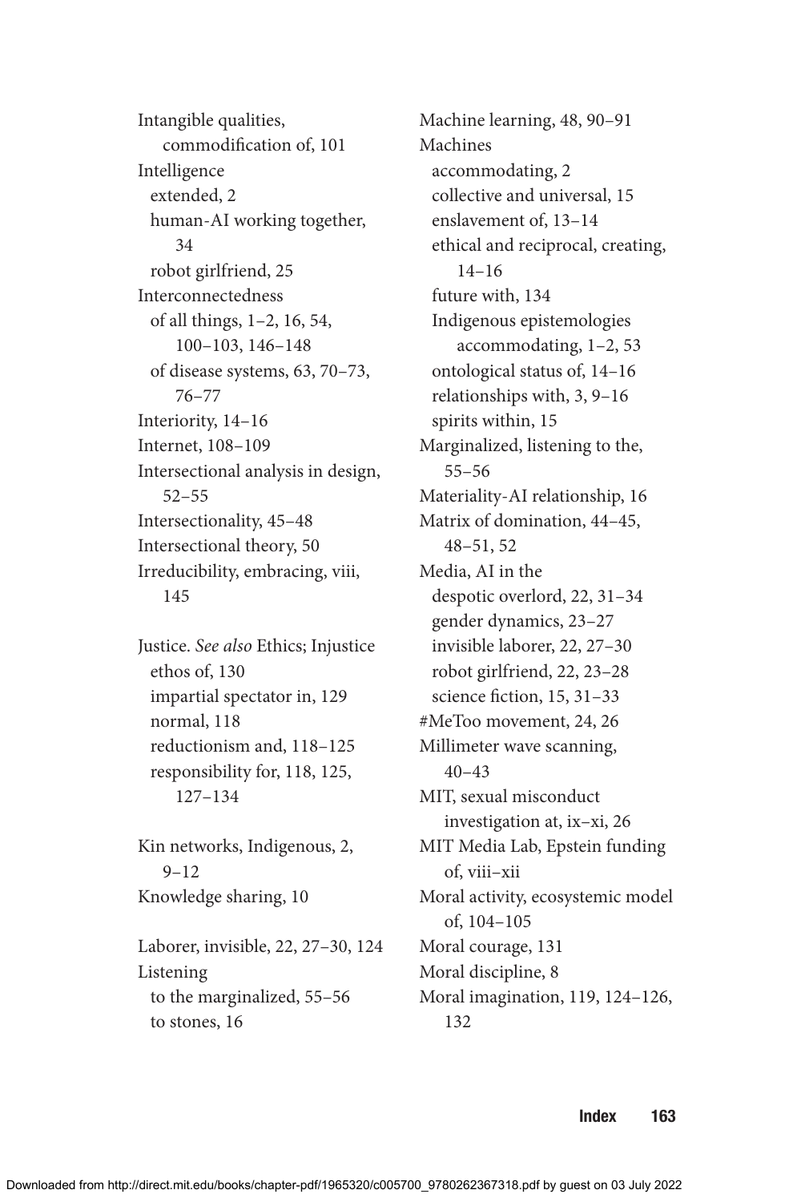Intangible qualities, commodification of, 101
Intelligence
  extended, 2
  human-AI working together, 34
  robot girlfriend, 25
Interconnectedness
  of all things, 1–2, 16, 54, 100–103, 146–148
  of disease systems, 63, 70–73, 76–77
Interiority, 14–16
Internet, 108–109
Intersectional analysis in design, 52–55
Intersectionality, 45–48
Intersectional theory, 50
Irreducibility, embracing, viii, 145

Justice. *See also* Ethics; Injustice
  ethos of, 130
  impartial spectator in, 129
  normal, 118
  reductionism and, 118–125
  responsibility for, 118, 125, 127–134

Kin networks, Indigenous, 2, 9–12
Knowledge sharing, 10

Laborer, invisible, 22, 27–30, 124
Listening
  to the marginalized, 55–56
  to stones, 16

Machine learning, 48, 90–91
Machines
  accommodating, 2
  collective and universal, 15
  enslavement of, 13–14
  ethical and reciprocal, creating, 14–16
  future with, 134
  Indigenous epistemologies accommodating, 1–2, 53
  ontological status of, 14–16
  relationships with, 3, 9–16
  spirits within, 15
Marginalized, listening to the, 55–56
Materiality-AI relationship, 16
Matrix of domination, 44–45, 48–51, 52
Media, AI in the
  despotic overlord, 22, 31–34
  gender dynamics, 23–27
  invisible laborer, 22, 27–30
  robot girlfriend, 22, 23–28
  science fiction, 15, 31–33
#MeToo movement, 24, 26
Millimeter wave scanning, 40–43
MIT, sexual misconduct investigation at, ix–xi, 26
MIT Media Lab, Epstein funding of, viii–xii
Moral activity, ecosystemic model of, 104–105
Moral courage, 131
Moral discipline, 8
Moral imagination, 119, 124–126, 132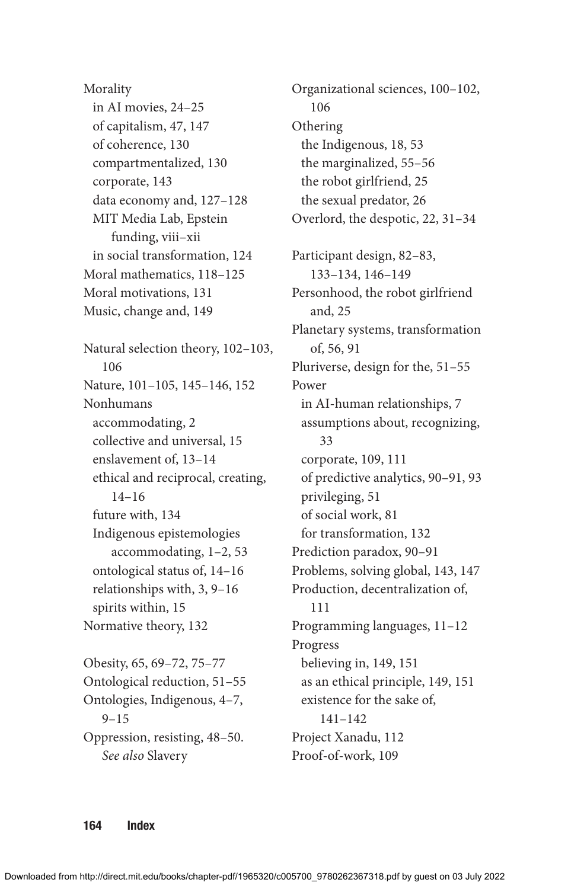Morality
- in AI movies, 24–25
- of capitalism, 47, 147
- of coherence, 130
- compartmentalized, 130
- corporate, 143
- data economy and, 127–128
- MIT Media Lab, Epstein funding, viii–xii
- in social transformation, 124

Moral mathematics, 118–125

Moral motivations, 131

Music, change and, 149

Natural selection theory, 102–103, 106

Nature, 101–105, 145–146, 152

Nonhumans
- accommodating, 2
- collective and universal, 15
- enslavement of, 13–14
- ethical and reciprocal, creating, 14–16
- future with, 134
- Indigenous epistemologies accommodating, 1–2, 53
- ontological status of, 14–16
- relationships with, 3, 9–16
- spirits within, 15

Normative theory, 132

Obesity, 65, 69–72, 75–77

Ontological reduction, 51–55

Ontologies, Indigenous, 4–7, 9–15

Oppression, resisting, 48–50. *See also* Slavery

Organizational sciences, 100–102, 106

Othering
- the Indigenous, 18, 53
- the marginalized, 55–56
- the robot girlfriend, 25
- the sexual predator, 26

Overlord, the despotic, 22, 31–34

Participant design, 82–83, 133–134, 146–149

Personhood, the robot girlfriend and, 25

Planetary systems, transformation of, 56, 91

Pluriverse, design for the, 51–55

Power
- in AI-human relationships, 7
- assumptions about, recognizing, 33
- corporate, 109, 111
- of predictive analytics, 90–91, 93
- privileging, 51
- of social work, 81
- for transformation, 132

Prediction paradox, 90–91

Problems, solving global, 143, 147

Production, decentralization of, 111

Programming languages, 11–12

Progress
- believing in, 149, 151
- as an ethical principle, 149, 151
- existence for the sake of, 141–142

Project Xanadu, 112

Proof-of-work, 109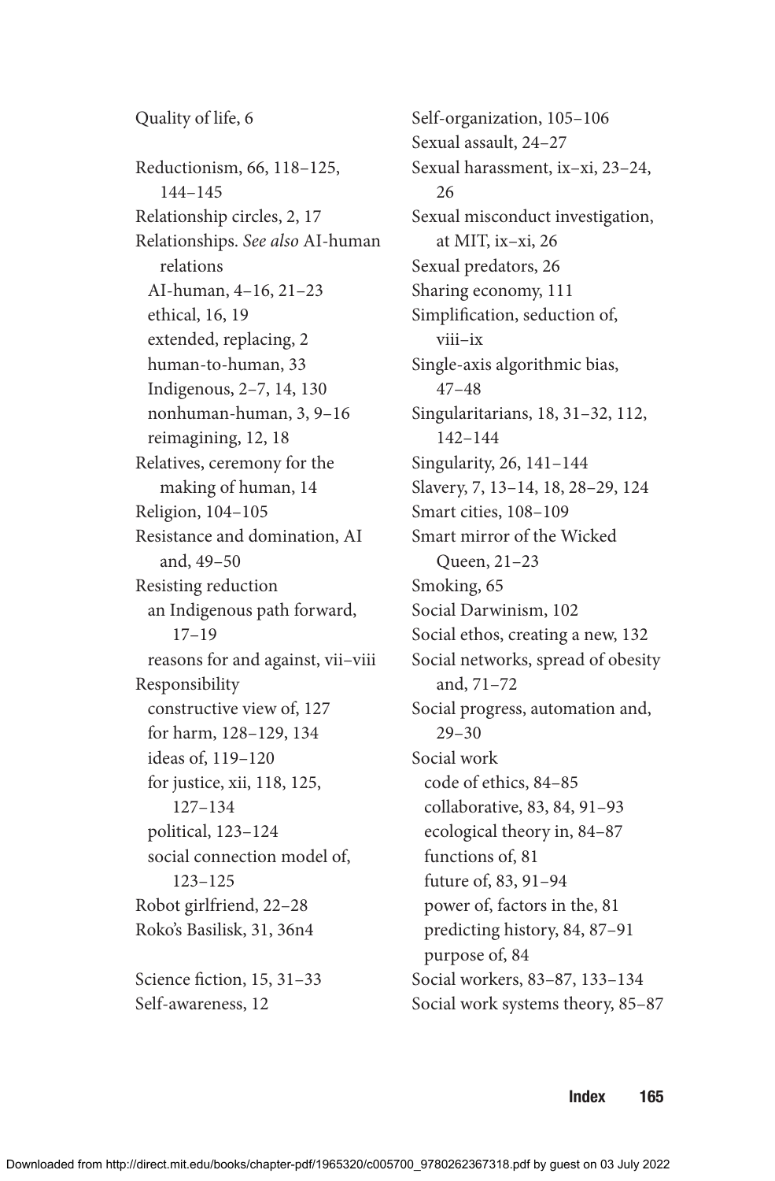Quality of life, 6

Reductionism, 66, 118–125, 144–145
Relationship circles, 2, 17
Relationships. *See also* AI-human relations
  AI-human, 4–16, 21–23
  ethical, 16, 19
  extended, replacing, 2
  human-to-human, 33
  Indigenous, 2–7, 14, 130
  nonhuman-human, 3, 9–16
  reimagining, 12, 18
Relatives, ceremony for the making of human, 14
Religion, 104–105
Resistance and domination, AI and, 49–50
Resisting reduction
  an Indigenous path forward, 17–19
  reasons for and against, vii–viii
Responsibility
  constructive view of, 127
  for harm, 128–129, 134
  ideas of, 119–120
  for justice, xii, 118, 125, 127–134
  political, 123–124
  social connection model of, 123–125
Robot girlfriend, 22–28
Roko's Basilisk, 31, 36n4

Science fiction, 15, 31–33
Self-awareness, 12
Self-organization, 105–106
Sexual assault, 24–27
Sexual harassment, ix–xi, 23–24, 26
Sexual misconduct investigation, at MIT, ix–xi, 26
Sexual predators, 26
Sharing economy, 111
Simplification, seduction of, viii–ix
Single-axis algorithmic bias, 47–48
Singularitarians, 18, 31–32, 112, 142–144
Singularity, 26, 141–144
Slavery, 7, 13–14, 18, 28–29, 124
Smart cities, 108–109
Smart mirror of the Wicked Queen, 21–23
Smoking, 65
Social Darwinism, 102
Social ethos, creating a new, 132
Social networks, spread of obesity and, 71–72
Social progress, automation and, 29–30
Social work
  code of ethics, 84–85
  collaborative, 83, 84, 91–93
  ecological theory in, 84–87
  functions of, 81
  future of, 83, 91–94
  power of, factors in the, 81
  predicting history, 84, 87–91
  purpose of, 84
Social workers, 83–87, 133–134
Social work systems theory, 85–87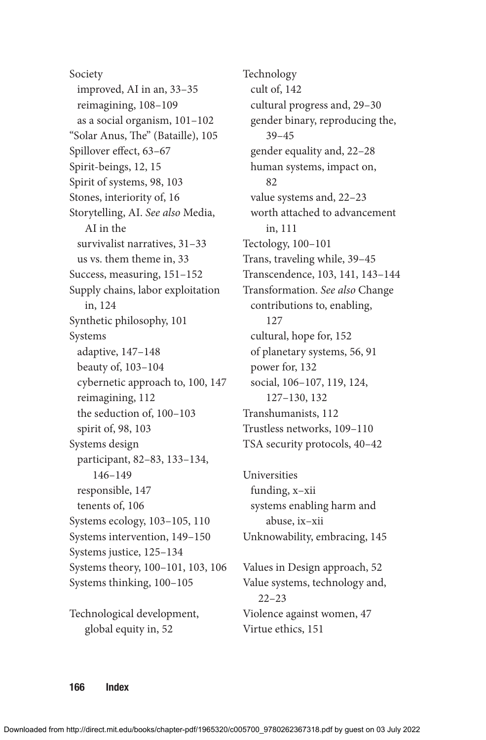Society
  improved, AI in an, 33–35
  reimagining, 108–109
  as a social organism, 101–102
"Solar Anus, The" (Bataille), 105
Spillover effect, 63–67
Spirit-beings, 12, 15
Spirit of systems, 98, 103
Stones, interiority of, 16
Storytelling, AI. *See also* Media, AI in the
  survivalist narratives, 31–33
  us vs. them theme in, 33
Success, measuring, 151–152
Supply chains, labor exploitation in, 124
Synthetic philosophy, 101
Systems
  adaptive, 147–148
  beauty of, 103–104
  cybernetic approach to, 100, 147
  reimagining, 112
  the seduction of, 100–103
  spirit of, 98, 103
Systems design
  participant, 82–83, 133–134, 146–149
  responsible, 147
  tenents of, 106
Systems ecology, 103–105, 110
Systems intervention, 149–150
Systems justice, 125–134
Systems theory, 100–101, 103, 106
Systems thinking, 100–105

Technological development, global equity in, 52
Technology
  cult of, 142
  cultural progress and, 29–30
  gender binary, reproducing the, 39–45
  gender equality and, 22–28
  human systems, impact on, 82
  value systems and, 22–23
  worth attached to advancement in, 111
Tectology, 100–101
Trans, traveling while, 39–45
Transcendence, 103, 141, 143–144
Transformation. *See also* Change
  contributions to, enabling, 127
  cultural, hope for, 152
  of planetary systems, 56, 91
  power for, 132
  social, 106–107, 119, 124, 127–130, 132
Transhumanists, 112
Trustless networks, 109–110
TSA security protocols, 40–42

Universities
  funding, x–xii
  systems enabling harm and abuse, ix–xii
Unknowability, embracing, 145

Values in Design approach, 52
Value systems, technology and, 22–23
Violence against women, 47
Virtue ethics, 151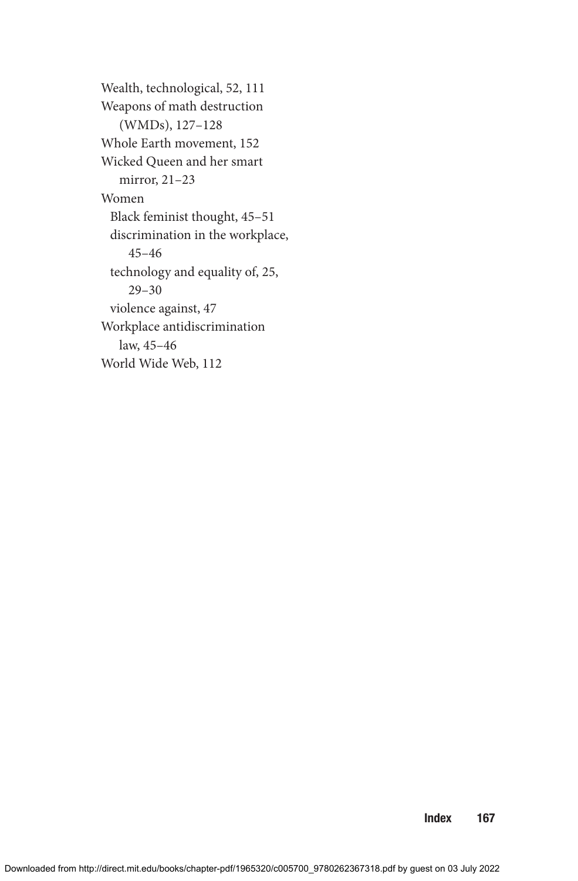Wealth, technological, 52, 111

Weapons of math destruction (WMDs), 127–128

Whole Earth movement, 152

Wicked Queen and her smart mirror, 21–23

Women

- Black feminist thought, 45–51
- discrimination in the workplace, 45–46
- technology and equality of, 25, 29–30
- violence against, 47

Workplace antidiscrimination law, 45–46

World Wide Web, 112